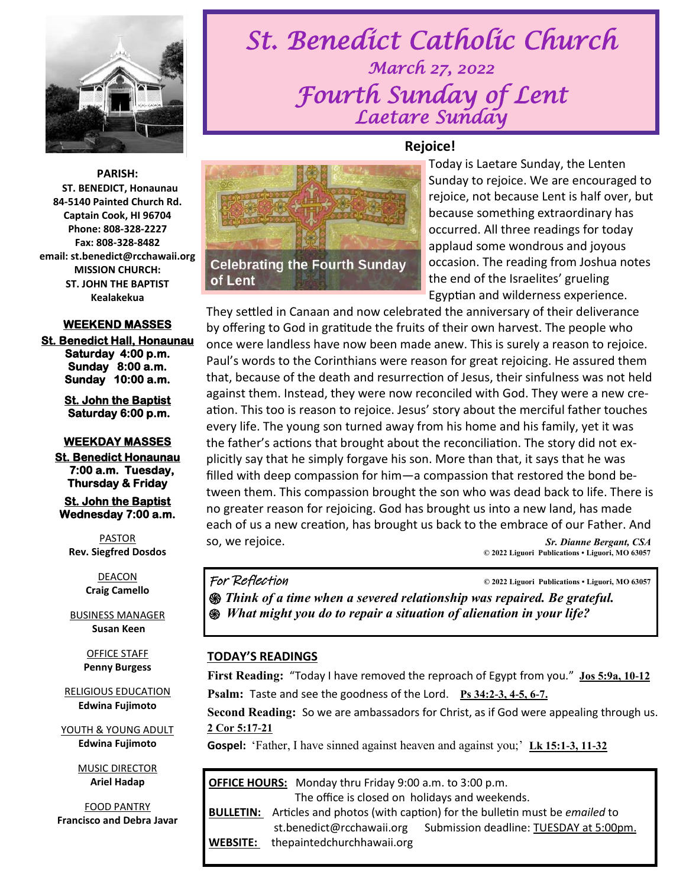# St. Benedict Catholic Church

## March 27, 2022

## Fourth Sunday of Lent

### Laetare Sunday

**PARISH:**
**ST. BENEDICT, Honaunau**
**84-5140 Painted Church Rd.**
**Captain Cook, HI 96704**
**Phone: 808-328-2227**
**Fax: 808-328-8482**
**email: st.benedict@rcchawaii.org**
**MISSION CHURCH:**
**ST. JOHN THE BAPTIST**
**Kealakekua**

**WEEKEND MASSES**

**St. Benedict Hall, Honaunau**
**Saturday 4:00 p.m.**
**Sunday 8:00 a.m.**
**Sunday 10:00 a.m.**

**St. John the Baptist**
**Saturday 6:00 p.m.**

**WEEKDAY MASSES**

**St. Benedict Honaunau**
**7:00 a.m. Tuesday, Thursday & Friday**

**St. John the Baptist**
**Wednesday 7:00 a.m.**

PASTOR
**Rev. Siegfred Dosdos**

DEACON
**Craig Camello**

BUSINESS MANAGER
**Susan Keen**

OFFICE STAFF
**Penny Burgess**

RELIGIOUS EDUCATION
**Edwina Fujimoto**

YOUTH & YOUNG ADULT
**Edwina Fujimoto**

MUSIC DIRECTOR
**Ariel Hadap**

FOOD PANTRY
**Francisco and Debra Javar**

## Rejoice!

Celebrating the Fourth Sunday of Lent

Today is Laetare Sunday, the Lenten Sunday to rejoice. We are encouraged to rejoice, not because Lent is half over, but because something extraordinary has occurred. All three readings for today applaud some wondrous and joyous occasion. The reading from Joshua notes the end of the Israelites' grueling Egyptian and wilderness experience. They settled in Canaan and now celebrated the anniversary of their deliverance by offering to God in gratitude the fruits of their own harvest. The people who once were landless have now been made anew. This is surely a reason to rejoice. Paul's words to the Corinthians were reason for great rejoicing. He assured them that, because of the death and resurrection of Jesus, their sinfulness was not held against them. Instead, they were now reconciled with God. They were a new creation. This too is reason to rejoice. Jesus' story about the merciful father touches every life. The young son turned away from his home and his family, yet it was the father's actions that brought about the reconciliation. The story did not explicitly say that he simply forgave his son. More than that, it says that he was filled with deep compassion for him—a compassion that restored the bond between them. This compassion brought the son who was dead back to life. There is no greater reason for rejoicing. God has brought us into a new land, has made each of us a new creation, has brought us back to the embrace of our Father. And so, we rejoice.

*Sr. Dianne Bergant, CSA*
© 2022 Liguori Publications • Liguori, MO 63057

*For Reflection* © 2022 Liguori Publications • Liguori, MO 63057

- ***Think of a time when a severed relationship was repaired. Be grateful.***
- ***What might you do to repair a situation of alienation in your life?***

## TODAY'S READINGS

**First Reading:** "Today I have removed the reproach of Egypt from you." **Jos 5:9a, 10-12**

**Psalm:** Taste and see the goodness of the Lord. **Ps 34:2-3, 4-5, 6-7.**

**Second Reading:** So we are ambassadors for Christ, as if God were appealing through us. **2 Cor 5:17-21**

**Gospel:** 'Father, I have sinned against heaven and against you;' **Lk 15:1-3, 11-32**

**OFFICE HOURS:** Monday thru Friday 9:00 a.m. to 3:00 p.m. The office is closed on holidays and weekends.

**BULLETIN:** Articles and photos (with caption) for the bulletin must be *emailed* to st.benedict@rcchawaii.org Submission deadline: TUESDAY at 5:00pm.

**WEBSITE:** thepaintedchurchhawaii.org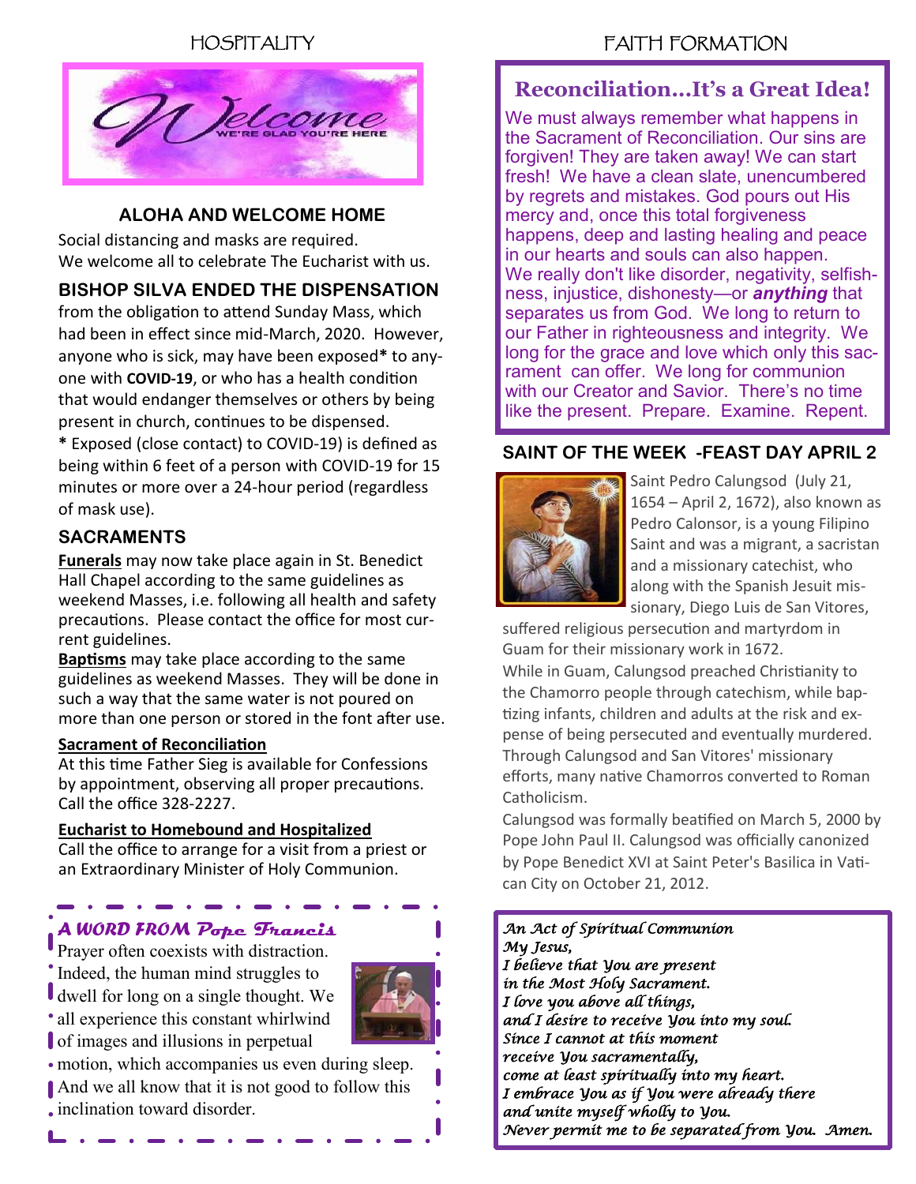## HOSPITALITY

Welcome
WE'RE GLAD YOU'RE HERE

### ALOHA AND WELCOME HOME

Social distancing and masks are required.
We welcome all to celebrate The Eucharist with us.

### BISHOP SILVA ENDED THE DISPENSATION

from the obligation to attend Sunday Mass, which had been in effect since mid-March, 2020. However, anyone who is sick, may have been exposed* to anyone with **COVID-19**, or who has a health condition that would endanger themselves or others by being present in church, continues to be dispensed.

* Exposed (close contact) to COVID-19) is defined as being within 6 feet of a person with COVID-19 for 15 minutes or more over a 24-hour period (regardless of mask use).

### SACRAMENTS

**Funerals** may now take place again in St. Benedict Hall Chapel according to the same guidelines as weekend Masses, i.e. following all health and safety precautions. Please contact the office for most current guidelines.

**Baptisms** may take place according to the same guidelines as weekend Masses. They will be done in such a way that the same water is not poured on more than one person or stored in the font after use.

**Sacrament of Reconciliation**
At this time Father Sieg is available for Confessions by appointment, observing all proper precautions. Call the office 328-2227.

**Eucharist to Homebound and Hospitalized**
Call the office to arrange for a visit from a priest or an Extraordinary Minister of Holy Communion.

### *A WORD FROM Pope Francis*

Prayer often coexists with distraction. Indeed, the human mind struggles to dwell for long on a single thought. We all experience this constant whirlwind of images and illusions in perpetual motion, which accompanies us even during sleep. And we all know that it is not good to follow this inclination toward disorder.

## FAITH FORMATION

### Reconciliation…It's a Great Idea!

We must always remember what happens in the Sacrament of Reconciliation. Our sins are forgiven! They are taken away! We can start fresh! We have a clean slate, unencumbered by regrets and mistakes. God pours out His mercy and, once this total forgiveness happens, deep and lasting healing and peace in our hearts and souls can also happen. We really don't like disorder, negativity, selfishness, injustice, dishonesty—or ***anything*** that separates us from God. We long to return to our Father in righteousness and integrity. We long for the grace and love which only this sacrament can offer. We long for communion with our Creator and Savior. There's no time like the present. Prepare. Examine. Repent.

### SAINT OF THE WEEK -FEAST DAY APRIL 2

Saint Pedro Calungsod (July 21, 1654 – April 2, 1672), also known as Pedro Calonsor, is a young Filipino Saint and was a migrant, a sacristan and a missionary catechist, who along with the Spanish Jesuit missionary, Diego Luis de San Vitores, suffered religious persecution and martyrdom in Guam for their missionary work in 1672.

While in Guam, Calungsod preached Christianity to the Chamorro people through catechism, while baptizing infants, children and adults at the risk and expense of being persecuted and eventually murdered. Through Calungsod and San Vitores' missionary efforts, many native Chamorros converted to Roman Catholicism.

Calungsod was formally beatified on March 5, 2000 by Pope John Paul II. Calungsod was officially canonized by Pope Benedict XVI at Saint Peter's Basilica in Vatican City on October 21, 2012.

*An Act of Spiritual Communion*
*My Jesus,*
*I believe that You are present*
*in the Most Holy Sacrament.*
*I love you above all things,*
*and I desire to receive You into my soul.*
*Since I cannot at this moment*
*receive You sacramentally,*
*come at least spiritually into my heart.*
*I embrace You as if You were already there*
*and unite myself wholly to You.*
*Never permit me to be separated from You. Amen.*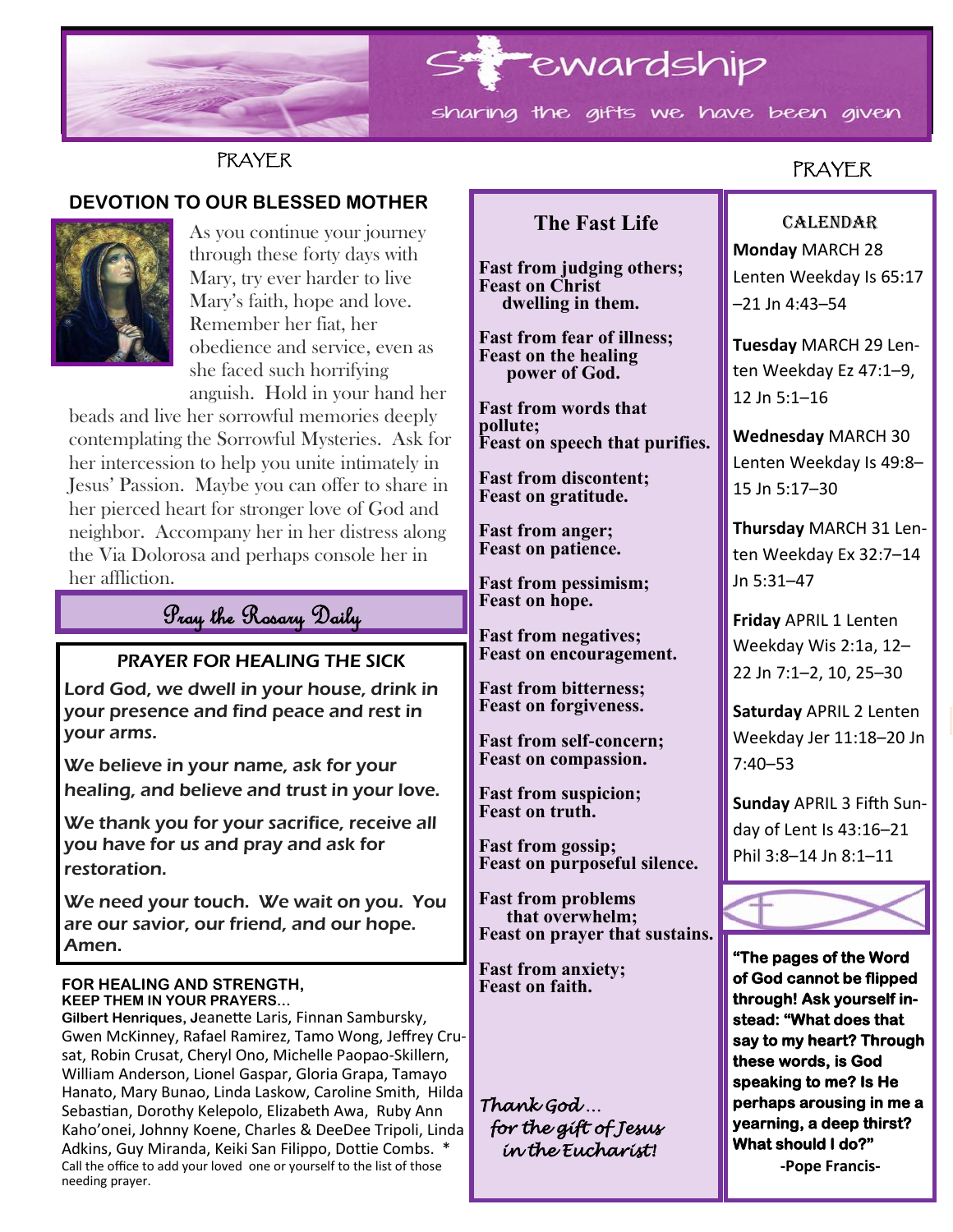# Stewardship

sharing the gifts we have been given

## PRAYER

### DEVOTION TO OUR BLESSED MOTHER

As you continue your journey through these forty days with Mary, try ever harder to live Mary's faith, hope and love. Remember her fiat, her obedience and service, even as she faced such horrifying anguish. Hold in your hand her beads and live her sorrowful memories deeply contemplating the Sorrowful Mysteries. Ask for her intercession to help you unite intimately in Jesus' Passion. Maybe you can offer to share in her pierced heart for stronger love of God and neighbor. Accompany her in her distress along the Via Dolorosa and perhaps console her in her affliction.

**Pray the Rosary Daily**

### PRAYER FOR HEALING THE SICK

*Lord God, we dwell in your house, drink in your presence and find peace and rest in your arms.*

*We believe in your name, ask for your healing, and believe and trust in your love.*

*We thank you for your sacrifice, receive all you have for us and pray and ask for restoration.*

*We need your touch. We wait on you. You are our savior, our friend, and our hope. Amen.*

**FOR HEALING AND STRENGTH, KEEP THEM IN YOUR PRAYERS...**

**Gilbert Henriques,** Jeanette Laris, Finnan Sambursky, Gwen McKinney, Rafael Ramirez, Tamo Wong, Jeffrey Crusat, Robin Crusat, Cheryl Ono, Michelle Paopao-Skillern, William Anderson, Lionel Gaspar, Gloria Grapa, Tamayo Hanato, Mary Bunao, Linda Laskow, Caroline Smith, Hilda Sebastian, Dorothy Kelepolo, Elizabeth Awa, Ruby Ann Kaho'onei, Johnny Koene, Charles & DeeDee Tripoli, Linda Adkins, Guy Miranda, Keiki San Filippo, Dottie Combs. *

Call the office to add your loved one or yourself to the list of those needing prayer.

### The Fast Life

**Fast from judging others;
Feast on Christ dwelling in them.**

**Fast from fear of illness;
Feast on the healing power of God.**

**Fast from words that pollute;
Feast on speech that purifies.**

**Fast from discontent;
Feast on gratitude.**

**Fast from anger;
Feast on patience.**

**Fast from pessimism;
Feast on hope.**

**Fast from negatives;
Feast on encouragement.**

**Fast from bitterness;
Feast on forgiveness.**

**Fast from self-concern;
Feast on compassion.**

**Fast from suspicion;
Feast on truth.**

**Fast from gossip;
Feast on purposeful silence.**

**Fast from problems that overwhelm;
Feast on prayer that sustains.**

**Fast from anxiety;
Feast on faith.**

*Thank God… for the gift of Jesus in the Eucharist!*

## PRAYER

### CALENDAR

**Monday** MARCH 28 Lenten Weekday Is 65:17–21 Jn 4:43–54

**Tuesday** MARCH 29 Lenten Weekday Ez 47:1–9, 12 Jn 5:1–16

**Wednesday** MARCH 30 Lenten Weekday Is 49:8–15 Jn 5:17–30

**Thursday** MARCH 31 Lenten Weekday Ex 32:7–14 Jn 5:31–47

**Friday** APRIL 1 Lenten Weekday Wis 2:1a, 12–22 Jn 7:1–2, 10, 25–30

**Saturday** APRIL 2 Lenten Weekday Jer 11:18–20 Jn 7:40–53

**Sunday** APRIL 3 Fifth Sunday of Lent Is 43:16–21 Phil 3:8–14 Jn 8:1–11

**"The pages of the Word of God cannot be flipped through! Ask yourself instead: "What does that say to my heart? Through these words, is God speaking to me? Is He perhaps arousing in me a yearning, a deep thirst? What should I do?"**

**-Pope Francis-**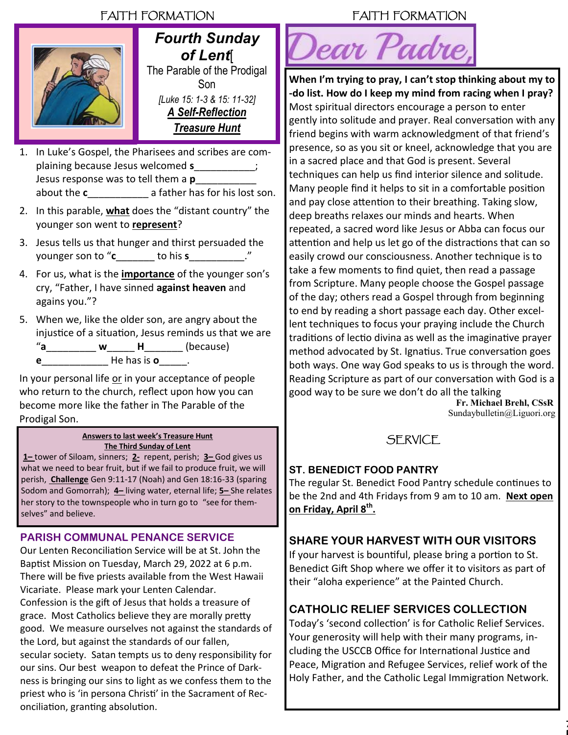# FAITH FORMATION

## Fourth Sunday of Lent[

The Parable of the Prodigal Son

*[Luke 15: 1-3 & 15: 11-32]*

***A Self-Reflection Treasure Hunt***

1. In Luke's Gospel, the Pharisees and scribes are complaining because Jesus welcomed **s**___________; Jesus response was to tell them a **p**___________ about the **c**___________ a father has for his lost son.
2. In this parable, **what** does the "distant country" the younger son went to **represent**?
3. Jesus tells us that hunger and thirst persuaded the younger son to "**c**_______ to his **s**__________."
4. For us, what is the **importance** of the younger son's cry, "Father, I have sinned **against heaven** and agains you."?
5. When we, like the older son, are angry about the injustice of a situation, Jesus reminds us that we are "**a**_________ **w**_____ **H**_______ (because) **e**____________ He has is **o**_____.

In your personal life or in your acceptance of people who return to the church, reflect upon how you can become more like the father in The Parable of the Prodigal Son.

**Answers to last week's Treasure Hunt**
**The Third Sunday of Lent**

**1–** tower of Siloam, sinners; **2-** repent, perish; **3–** God gives us what we need to bear fruit, but if we fail to produce fruit, we will perish, **Challenge** Gen 9:11-17 (Noah) and Gen 18:16-33 (sparing Sodom and Gomorrah); **4–** living water, eternal life; **5–** She relates her story to the townspeople who in turn go to "see for themselves" and believe.

### PARISH COMMUNAL PENANCE SERVICE

Our Lenten Reconciliation Service will be at St. John the Baptist Mission on Tuesday, March 29, 2022 at 6 p.m. There will be five priests available from the West Hawaii Vicariate. Please mark your Lenten Calendar.
Confession is the gift of Jesus that holds a treasure of grace. Most Catholics believe they are morally pretty good. We measure ourselves not against the standards of the Lord, but against the standards of our fallen, secular society. Satan tempts us to deny responsibility for our sins. Our best weapon to defeat the Prince of Darkness is bringing our sins to light as we confess them to the priest who is 'in persona Christi' in the Sacrament of Reconciliation, granting absolution.

# FAITH FORMATION

## Dear Padre,

**When I'm trying to pray, I can't stop thinking about my to-do list. How do I keep my mind from racing when I pray?** Most spiritual directors encourage a person to enter gently into solitude and prayer. Real conversation with any friend begins with warm acknowledgment of that friend's presence, so as you sit or kneel, acknowledge that you are in a sacred place and that God is present. Several techniques can help us find interior silence and solitude. Many people find it helps to sit in a comfortable position and pay close attention to their breathing. Taking slow, deep breaths relaxes our minds and hearts. When repeated, a sacred word like Jesus or Abba can focus our attention and help us let go of the distractions that can so easily crowd our consciousness. Another technique is to take a few moments to find quiet, then read a passage from Scripture. Many people choose the Gospel passage of the day; others read a Gospel through from beginning to end by reading a short passage each day. Other excellent techniques to focus your praying include the Church traditions of lectio divina as well as the imaginative prayer method advocated by St. Ignatius. True conversation goes both ways. One way God speaks to us is through the word. Reading Scripture as part of our conversation with God is a good way to be sure we don't do all the talking

**Fr. Michael Brehl, CSsR**
Sundaybulletin@Liguori.org

# SERVICE

### ST. BENEDICT FOOD PANTRY

The regular St. Benedict Food Pantry schedule continues to be the 2nd and 4th Fridays from 9 am to 10 am. **Next open on Friday, April 8th.**

### SHARE YOUR HARVEST WITH OUR VISITORS

If your harvest is bountiful, please bring a portion to St. Benedict Gift Shop where we offer it to visitors as part of their "aloha experience" at the Painted Church.

### CATHOLIC RELIEF SERVICES COLLECTION

Today's 'second collection' is for Catholic Relief Services. Your generosity will help with their many programs, including the USCCB Office for International Justice and Peace, Migration and Refugee Services, relief work of the Holy Father, and the Catholic Legal Immigration Network.